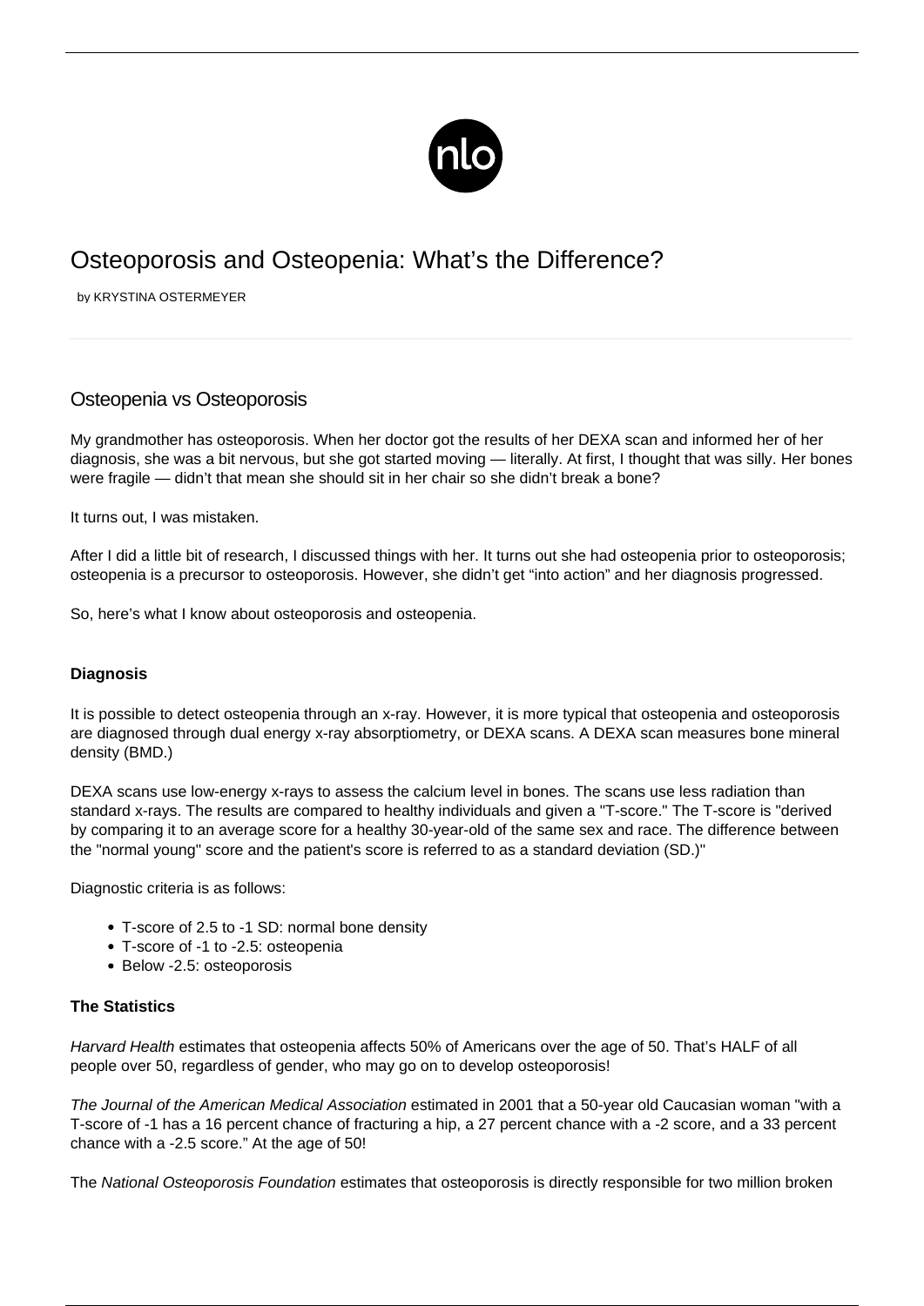# Osteoporosis and Osteopenia: What's the Difference?

by KRYSTINA OSTERMEYER

## Osteopenia vs Osteoporosis

My grandmother has osteoporosis. When her doctor got the results of her DEXA scan and informed her of her diagnosis, she was a bit nervous, but she got started moving — literally. At first, I thought that was silly. Her bones were fragile — didn't that mean she should sit in her chair so she didn't break a bone?

It turns out, I was mistaken.

After I did a little bit of research, I discussed things with her. It turns out she had osteopenia prior to osteoporosis; osteopenia is a precursor to osteoporosis. However, she didn't get "into action" and her diagnosis progressed.

So, here's what I know about osteoporosis and osteopenia.

**Diagnosis**

It is possible to detect osteopenia through an x-ray. However, it is more typical that osteopenia and osteoporosis are diagnosed through dual energy x-ray absorptiometry, or DEXA scans. A DEXA scan measures bone mineral density (BMD.)

DEXA scans use low-energy x-rays to assess the calcium level in bones. The scans use less radiation than standard x-rays. The results are compared to healthy individuals and given a "T-score." The T-score is "derived by comparing it to an average score for a healthy 30-year-old of the same sex and race. The difference between the "normal young" score and the patient's score is referred to as a standard deviation (SD.)"

Diagnostic criteria is as follows:

- T-score of 2.5 to -1 SD: normal bone density
- T-score of -1 to -2.5: osteopenia
- Below -2.5: osteoporosis

**The Statistics**

*Harvard Health* estimates that osteopenia affects 50% of Americans over the age of 50. That's HALF of all people over 50, regardless of gender, who may go on to develop osteoporosis!

*The Journal of the American Medical Association* estimated in 2001 that a 50-year old Caucasian woman "with a T-score of -1 has a 16 percent chance of fracturing a hip, a 27 percent chance with a -2 score, and a 33 percent chance with a -2.5 score." At the age of 50!

The *National Osteoporosis Foundation* estimates that osteoporosis is directly responsible for two million broken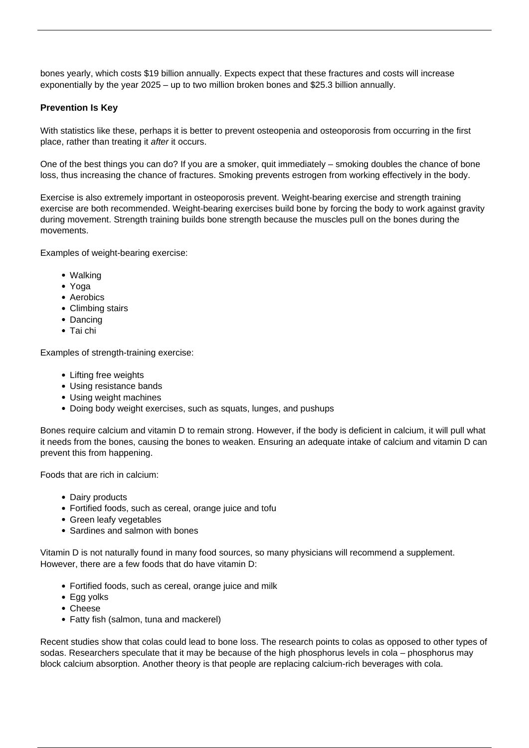bones yearly, which costs $19 billion annually. Expects expect that these fractures and costs will increase exponentially by the year 2025 – up to two million broken bones and $25.3 billion annually.

**Prevention Is Key**

With statistics like these, perhaps it is better to prevent osteopenia and osteoporosis from occurring in the first place, rather than treating it *after* it occurs.

One of the best things you can do? If you are a smoker, quit immediately – smoking doubles the chance of bone loss, thus increasing the chance of fractures. Smoking prevents estrogen from working effectively in the body.

Exercise is also extremely important in osteoporosis prevent. Weight-bearing exercise and strength training exercise are both recommended. Weight-bearing exercises build bone by forcing the body to work against gravity during movement. Strength training builds bone strength because the muscles pull on the bones during the movements.

Examples of weight-bearing exercise:

- Walking
- Yoga
- Aerobics
- Climbing stairs
- Dancing
- Tai chi

Examples of strength-training exercise:

- Lifting free weights
- Using resistance bands
- Using weight machines
- Doing body weight exercises, such as squats, lunges, and pushups

Bones require calcium and vitamin D to remain strong. However, if the body is deficient in calcium, it will pull what it needs from the bones, causing the bones to weaken. Ensuring an adequate intake of calcium and vitamin D can prevent this from happening.

Foods that are rich in calcium:

- Dairy products
- Fortified foods, such as cereal, orange juice and tofu
- Green leafy vegetables
- Sardines and salmon with bones

Vitamin D is not naturally found in many food sources, so many physicians will recommend a supplement. However, there are a few foods that do have vitamin D:

- Fortified foods, such as cereal, orange juice and milk
- Egg yolks
- Cheese
- Fatty fish (salmon, tuna and mackerel)

Recent studies show that colas could lead to bone loss. The research points to colas as opposed to other types of sodas. Researchers speculate that it may be because of the high phosphorus levels in cola – phosphorus may block calcium absorption. Another theory is that people are replacing calcium-rich beverages with cola.